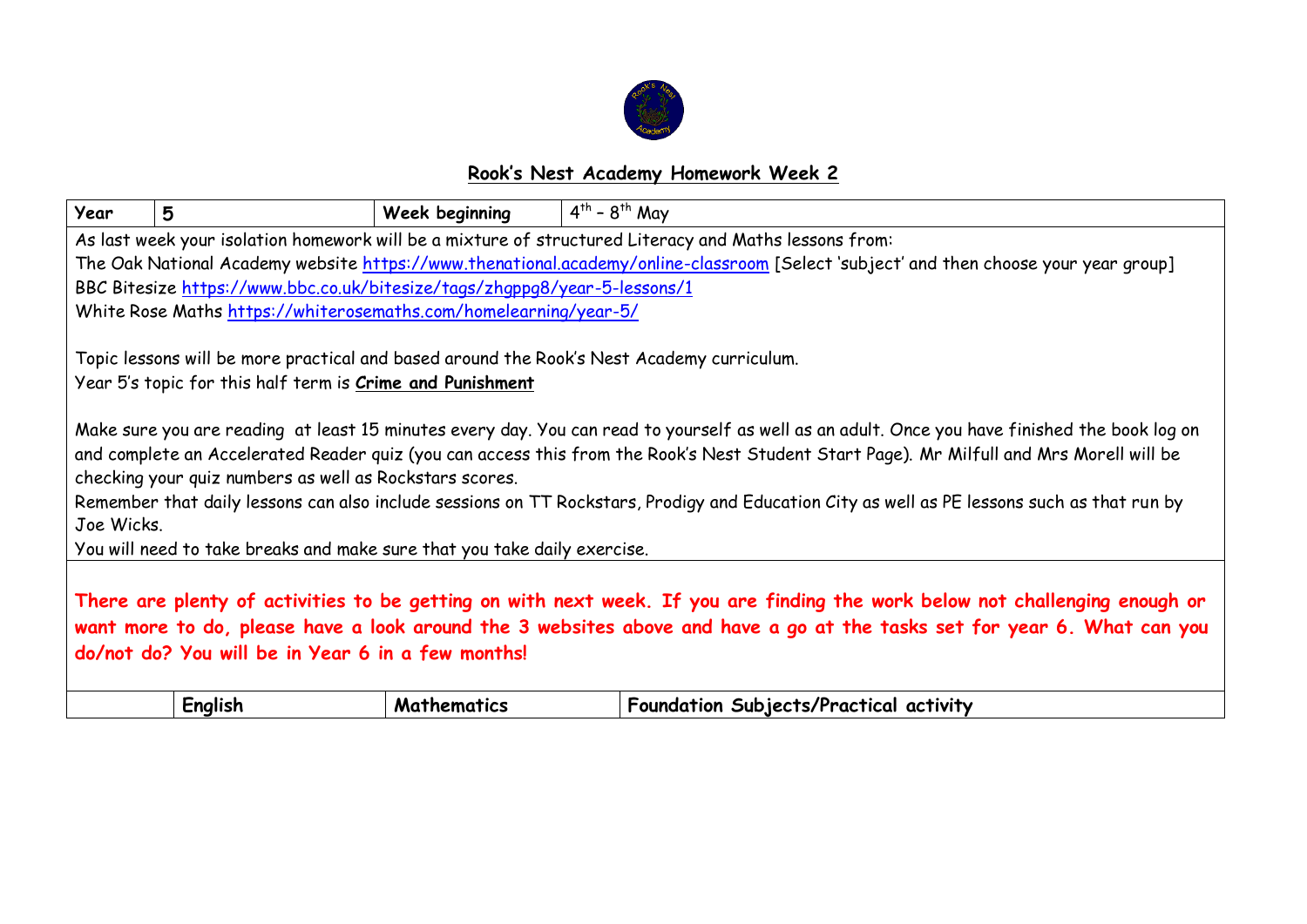## **Rook's Nest Academy Homework Week 2**

| Year | 5 | Week beginning | $4^{th}$ – $8^{th}$ May |
|---|---|---|---|

As last week your isolation homework will be a mixture of structured Literacy and Maths lessons from:
The Oak National Academy website https://www.thenational.academy/online-classroom [Select 'subject' and then choose your year group]
BBC Bitesize https://www.bbc.co.uk/bitesize/tags/zhgppg8/year-5-lessons/1
White Rose Maths https://whiterosemaths.com/homelearning/year-5/

Topic lessons will be more practical and based around the Rook's Nest Academy curriculum.
Year 5's topic for this half term is **Crime and Punishment**

Make sure you are reading at least 15 minutes every day. You can read to yourself as well as an adult. Once you have finished the book log on and complete an Accelerated Reader quiz (you can access this from the Rook's Nest Student Start Page). Mr Milfull and Mrs Morell will be checking your quiz numbers as well as Rockstars scores.
Remember that daily lessons can also include sessions on TT Rockstars, Prodigy and Education City as well as PE lessons such as that run by Joe Wicks.
You will need to take breaks and make sure that you take daily exercise.

**There are plenty of activities to be getting on with next week. If you are finding the work below not challenging enough or want more to do, please have a look around the 3 websites above and have a go at the tasks set for year 6. What can you do/not do? You will be in Year 6 in a few months!**

| | **English** | **Mathematics** | **Foundation Subjects/Practical activity** |
|---|---|---|---|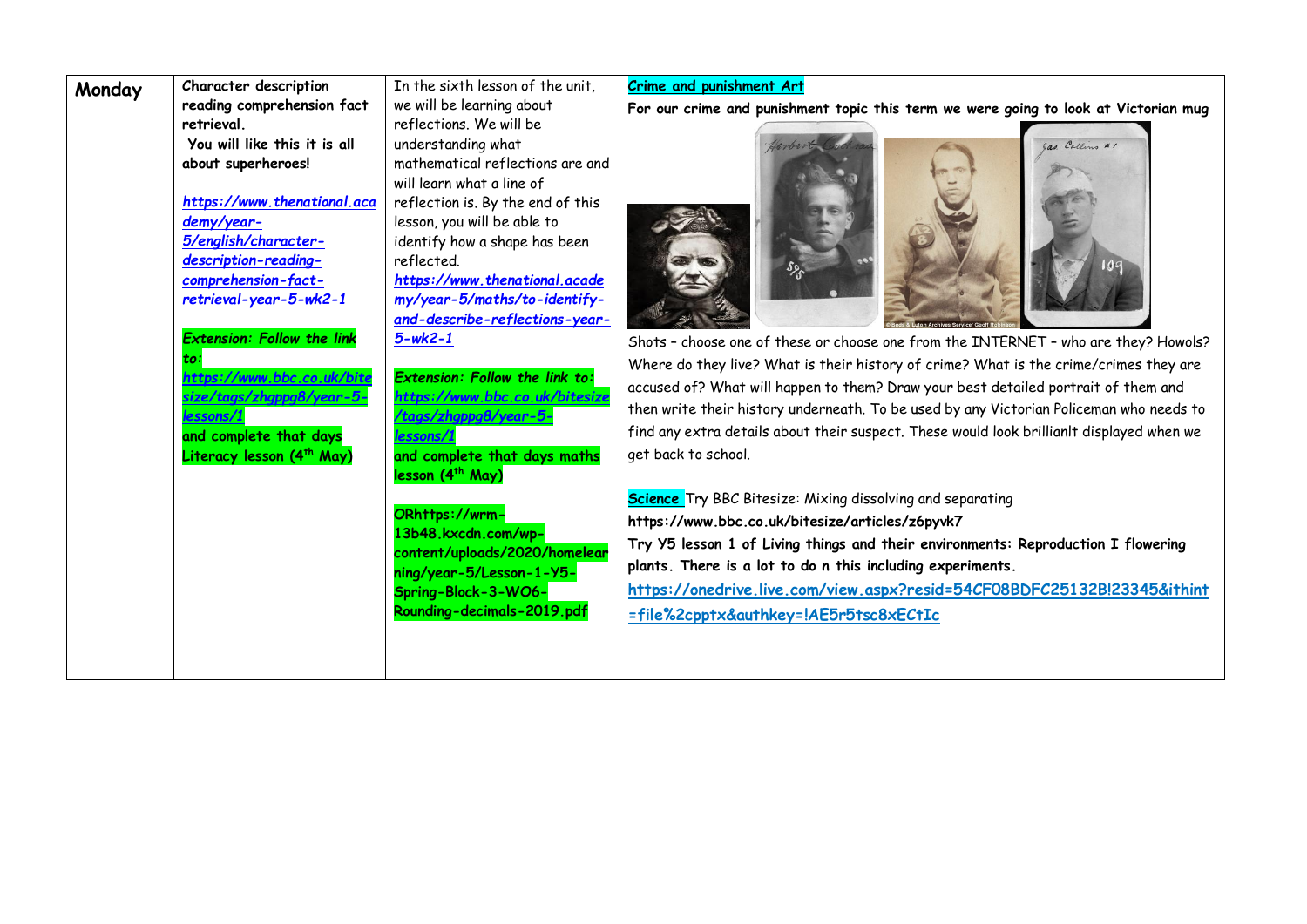| Monday | Character description reading comprehension fact retrieval. You will like this it is all about superheroes!<br><br>https://www.thenational.academy/year-5/english/character-description-reading-comprehension-fact-retrieval-year-5-wk2-1<br><br>*Extension: Follow the link to:* https://www.bbc.co.uk/bitesize/tags/zhgppg8/year-5-lessons/1 and complete that days Literacy lesson (4th May) | In the sixth lesson of the unit, we will be learning about reflections. We will be understanding what mathematical reflections are and will learn what a line of reflection is. By the end of this lesson, you will be able to identify how a shape has been reflected.<br>https://www.thenational.academy/year-5/maths/to-identify-and-describe-reflections-year-5-wk2-1<br><br>*Extension: Follow the link to:* https://www.bbc.co.uk/bitesize/tags/zhgppg8/year-5-lessons/1 and complete that days maths lesson (4th May)<br><br>ORhttps://wrm-13b48.kxcdn.com/wp-content/uploads/2020/homelearning/year-5/Lesson-1-Y5-Spring-Block-3-WO6-Rounding-decimals-2019.pdf | **Crime and punishment Art**<br>**For our crime and punishment topic this term we were going to look at Victorian mug** Shots – choose one of these or choose one from the INTERNET – who are they? Howols? Where do they live? What is their history of crime? What is the crime/crimes they are accused of? What will happen to them? Draw your best detailed portrait of them and then write their history underneath. To be used by any Victorian Policeman who needs to find any extra details about their suspect. These would look brillianlt displayed when we get back to school.<br><br>**Science** Try BBC Bitesize: Mixing dissolving and separating<br>**https://www.bbc.co.uk/bitesize/articles/z6pyvk7**<br>**Try Y5 lesson 1 of Living things and their environments: Reproduction I flowering plants. There is a lot to do n this including experiments.**<br>https://onedrive.live.com/view.aspx?resid=54CF08BDFC25132B!23345&ithint=file%2cpptx&authkey=!AE5r5tsc8xECtIc |
|---|---|---|---|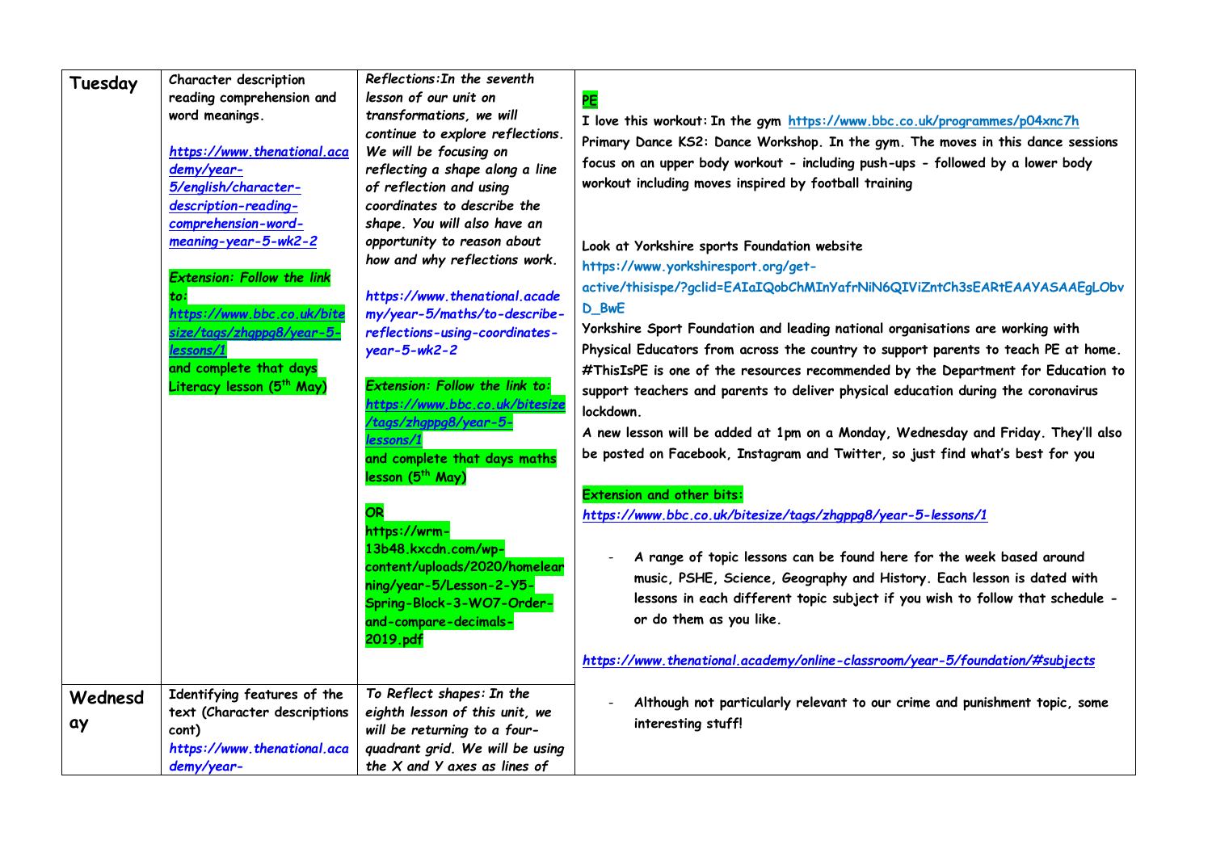| Tuesday | Character description reading comprehension and word meanings.<br><br>*https://www.thenational.academy/year-5/english/character-description-reading-comprehension-word-meaning-year-5-wk2-2*<br><br>*Extension: Follow the link to: https://www.bbc.co.uk/bitesize/tags/zhgppg8/year-5-lessons/1* and complete that days Literacy lesson (5th May) | *Reflections:In the seventh lesson of our unit on transformations, we will continue to explore reflections. We will be focusing on reflecting a shape along a line of reflection and using coordinates to describe the shape. You will also have an opportunity to reason about how and why reflections work.*<br><br>*https://www.thenational.academy/year-5/maths/to-describe-reflections-using-coordinates-year-5-wk2-2*<br><br>*Extension: Follow the link to: https://www.bbc.co.uk/bitesize/tags/zhgppg8/year-5-lessons/1* and complete that days maths lesson (5th May)<br><br>OR<br>https://wrm-13b48.kxcdn.com/wp-content/uploads/2020/homelearning/year-5/Lesson-2-Y5-Spring-Block-3-WO7-Order-and-compare-decimals-2019.pdf | **PE**<br>I love this workout: In the gym https://www.bbc.co.uk/programmes/p04xnc7h<br>Primary Dance KS2: Dance Workshop. In the gym. In this dance sessions focus on an upper body workout - including push-ups - followed by a lower body workout including moves inspired by football training<br><br>Look at Yorkshire sports Foundation website<br>https://www.yorkshiresport.org/get-active/thisispe/?gclid=EAIaIQobChMInYafrNiN6QIViZntCh3sEARtEAAYASAAEgLObvD_BwE<br>Yorkshire Sport Foundation and leading national organisations are working with Physical Educators from across the country to support parents to teach PE at home. #ThisIsPE is one of the resources recommended by the Department for Education to support teachers and parents to deliver physical education during the coronavirus lockdown.<br>A new lesson will be added at 1pm on a Monday, Wednesday and Friday. They'll also be posted on Facebook, Instagram and Twitter, so just find what's best for you<br><br>Extension and other bits:<br>*https://www.bbc.co.uk/bitesize/tags/zhgppg8/year-5-lessons/1*<br><br>- A range of topic lessons can be found here for the week based around music, PSHE, Science, Geography and History. Each lesson is dated with lessons in each different topic subject if you wish to follow that schedule - or do them as you like.<br><br>*https://www.thenational.academy/online-classroom/year-5/foundation/#subjects*<br><br>- Although not particularly relevant to our crime and punishment topic, some interesting stuff! |
|---|---|---|---|
| Wednesday | Identifying features of the text (Character descriptions cont)<br>*https://www.thenational.academy/year-* | *To Reflect shapes: In the eighth lesson of this unit, we will be returning to a four-quadrant grid. We will be using the X and Y axes as lines of* | |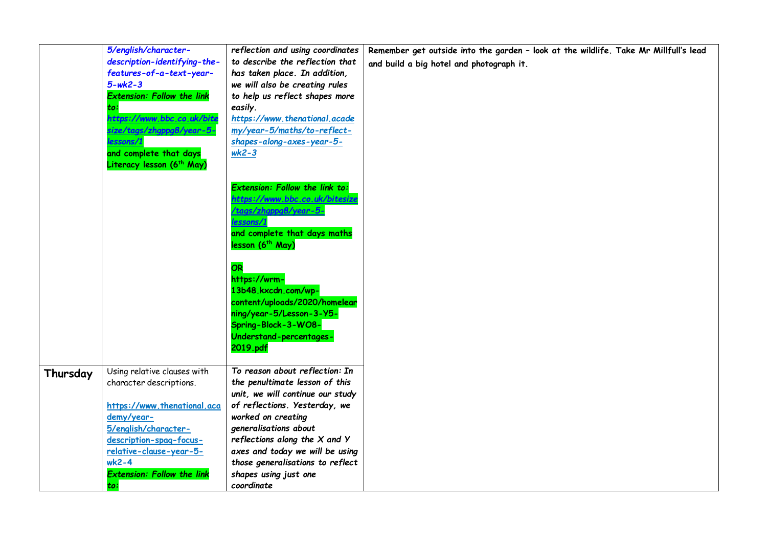| | | | |
|---|---|---|---|
| | *5/english/character-description-identifying-the-features-of-a-text-year-5-wk2-3*<br>***Extension: Follow the link to:***<br>***https://www.bbc.co.uk/bitesize/tags/zhgppg8/year-5-lessons/1***<br>**and complete that days Literacy lesson (6th May)** | ***reflection and using coordinates to describe the reflection that has taken place. In addition, we will also be creating rules to help us reflect shapes more easily.***<br>***https://www.thenational.academy/year-5/maths/to-reflect-shapes-along-axes-year-5-wk2-3***<br><br>***Extension: Follow the link to:***<br>***https://www.bbc.co.uk/bitesize/tags/zhgppg8/year-5-lessons/1***<br>**and complete that days maths lesson (6th May)**<br><br>**OR**<br>**https://wrm-13b48.kxcdn.com/wp-content/uploads/2020/homelearning/year-5/Lesson-3-Y5-Spring-Block-3-WO8-Understand-percentages-2019.pdf** | **Remember get outside into the garden – look at the wildlife. Take Mr Millfull's lead and build a big hotel and photograph it.** |
| **Thursday** | Using relative clauses with character descriptions.<br><br>https://www.thenational.academy/year-5/english/character-description-spag-focus-relative-clause-year-5-wk2-4<br>***Extension: Follow the link to:*** | ***To reason about reflection: In the penultimate lesson of this unit, we will continue our study of reflections. Yesterday, we worked on creating generalisations about reflections along the X and Y axes and today we will be using those generalisations to reflect shapes using just one coordinate*** | |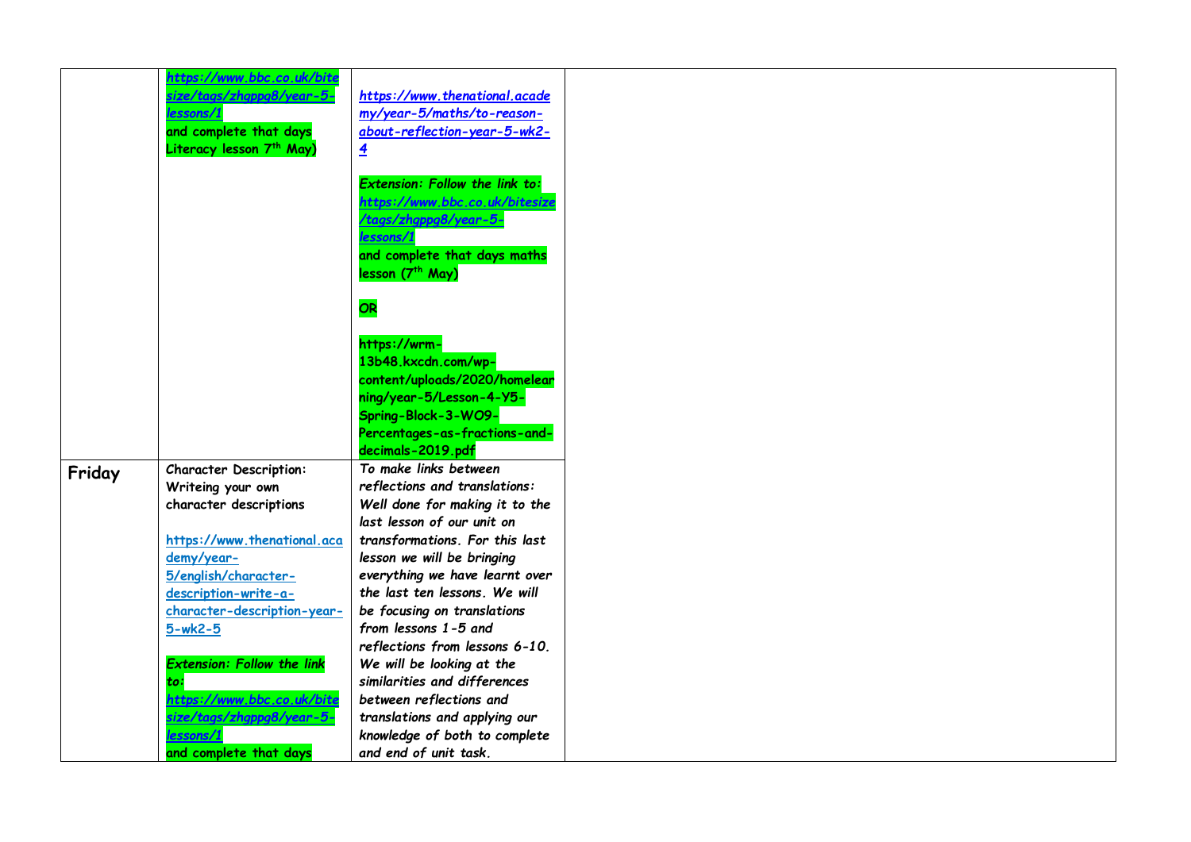| | | | |
|---|---|---|---|
| | https://www.bbc.co.uk/bitesize/tags/zhgppg8/year-5-lessons/1 and complete that days Literacy lesson 7th May) | https://www.thenational.academy/year-5/maths/to-reason-about-reflection-year-5-wk2-4<br><br>*Extension: Follow the link to:* https://www.bbc.co.uk/bitesize/tags/zhgppg8/year-5-lessons/1 and complete that days maths lesson (7th May)<br><br>**OR**<br><br>https://wrm-13b48.kxcdn.com/wp-content/uploads/2020/homelearning/year-5/Lesson-4-Y5-Spring-Block-3-WO9-Percentages-as-fractions-and-decimals-2019.pdf | |
| **Friday** | Character Description: Writeing your own character descriptions<br><br>https://www.thenational.academy/year-5/english/character-description-write-a-character-description-year-5-wk2-5<br><br>*Extension: Follow the link to:* https://www.bbc.co.uk/bitesize/tags/zhgppg8/year-5-lessons/1 and complete that days | *To make links between reflections and translations: Well done for making it to the last lesson of our unit on transformations. For this last lesson we will be bringing everything we have learnt over the last ten lessons. We will be focusing on translations from lessons 1-5 and reflections from lessons 6-10. We will be looking at the similarities and differences between reflections and translations and applying our knowledge of both to complete and end of unit task.* | |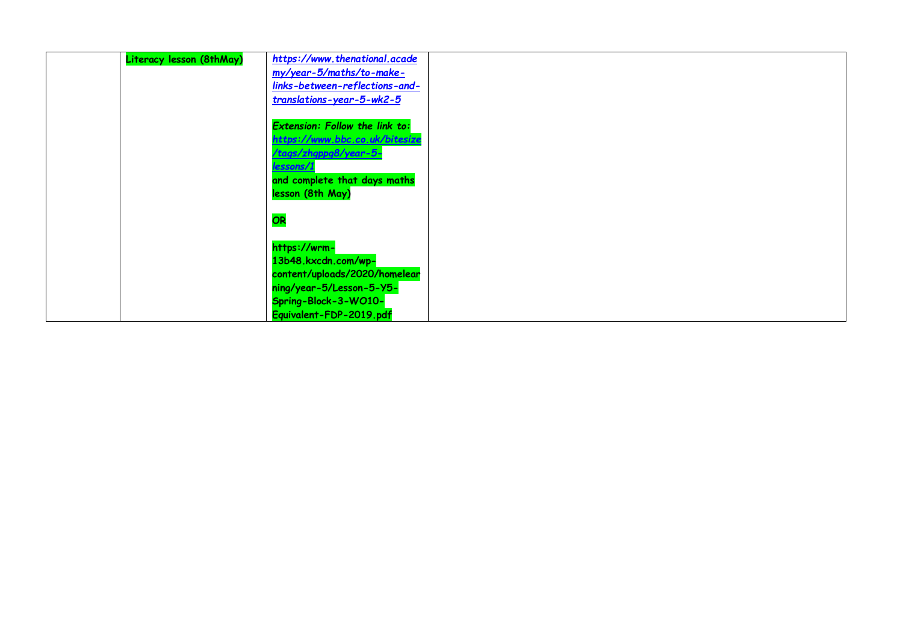| | | | |
|---|---|---|---|
| | Literacy lesson (8thMay) | *https://www.thenational.academy/year-5/maths/to-make-links-between-reflections-and-translations-year-5-wk2-5*<br><br>*Extension: Follow the link to: https://www.bbc.co.uk/bitesize/tags/zhgppg8/year-5-lessons/1*<br>and complete that days maths lesson (8th May)<br><br>OR<br><br>https://wrm-13b48.kxcdn.com/wp-content/uploads/2020/homelearning/year-5/Lesson-5-Y5-Spring-Block-3-WO10-Equivalent-FDP-2019.pdf | |